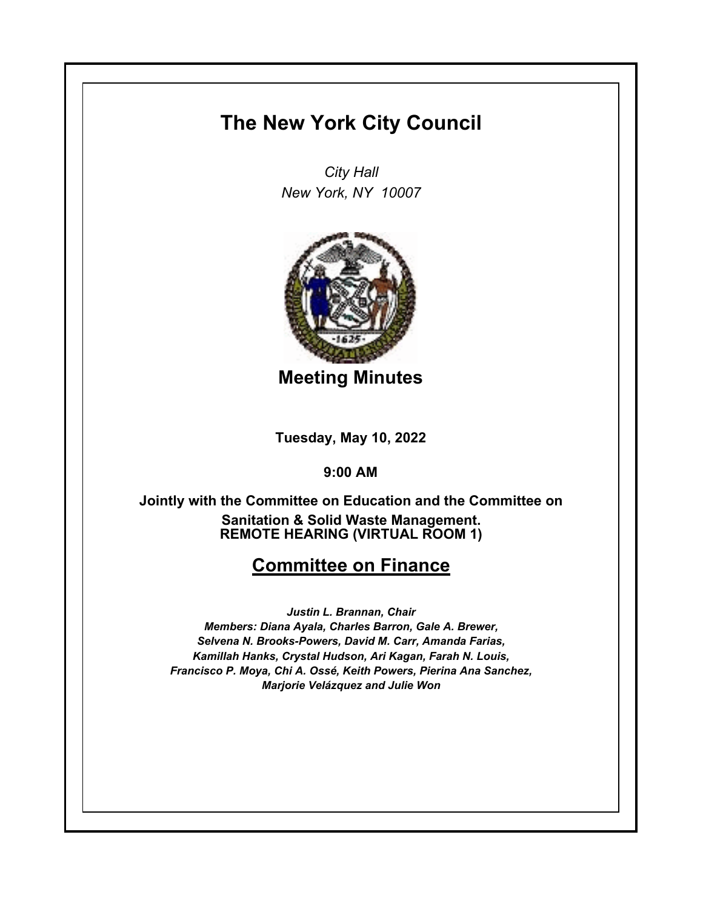# The New York City Council

*City Hall*
*New York, NY 10007*

## Meeting Minutes

**Tuesday, May 10, 2022**

**9:00 AM**

**Jointly with the Committee on Education and the Committee on Sanitation & Solid Waste Management.**
**REMOTE HEARING (VIRTUAL ROOM 1)**

## Committee on Finance

***Justin L. Brannan, Chair***
***Members: Diana Ayala, Charles Barron, Gale A. Brewer, Selvena N. Brooks-Powers, David M. Carr, Amanda Farias, Kamillah Hanks, Crystal Hudson, Ari Kagan, Farah N. Louis, Francisco P. Moya, Chi A. Ossé, Keith Powers, Pierina Ana Sanchez, Marjorie Velázquez and Julie Won***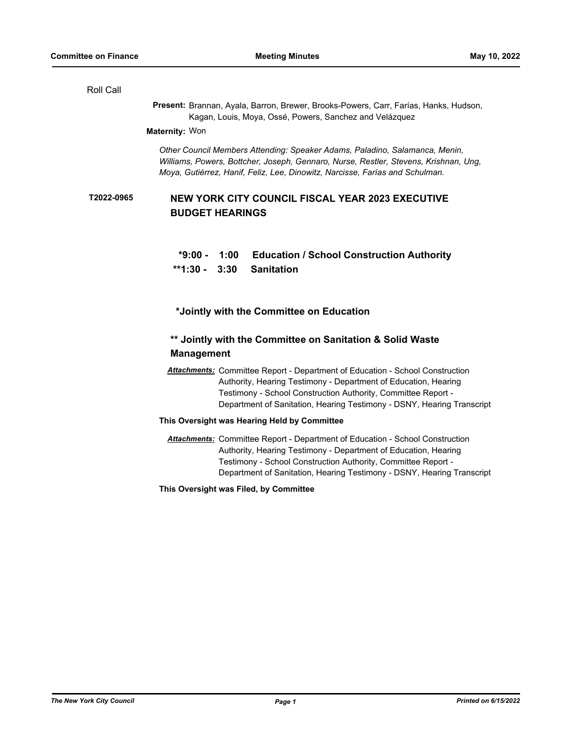Roll Call

**Present:** Brannan, Ayala, Barron, Brewer, Brooks-Powers, Carr, Farías, Hanks, Hudson, Kagan, Louis, Moya, Ossé, Powers, Sanchez and Velázquez

**Maternity:** Won

*Other Council Members Attending: Speaker Adams, Paladino, Salamanca, Menin, Williams, Powers, Bottcher, Joseph, Gennaro, Nurse, Restler, Stevens, Krishnan, Ung, Moya, Gutiérrez, Hanif, Feliz, Lee, Dinowitz, Narcisse, Farías and Schulman.*

**T2022-0965** **NEW YORK CITY COUNCIL FISCAL YEAR 2023 EXECUTIVE BUDGET HEARINGS**

**\*9:00 - 1:00 Education / School Construction Authority**

**\*\*1:30 - 3:30 Sanitation**

**\*Jointly with the Committee on Education**

**\*\* Jointly with the Committee on Sanitation & Solid Waste Management**

***Attachments:*** Committee Report - Department of Education - School Construction Authority, Hearing Testimony - Department of Education, Hearing Testimony - School Construction Authority, Committee Report - Department of Sanitation, Hearing Testimony - DSNY, Hearing Transcript

**This Oversight was Hearing Held by Committee**

***Attachments:*** Committee Report - Department of Education - School Construction Authority, Hearing Testimony - Department of Education, Hearing Testimony - School Construction Authority, Committee Report - Department of Sanitation, Hearing Testimony - DSNY, Hearing Transcript

**This Oversight was Filed, by Committee**